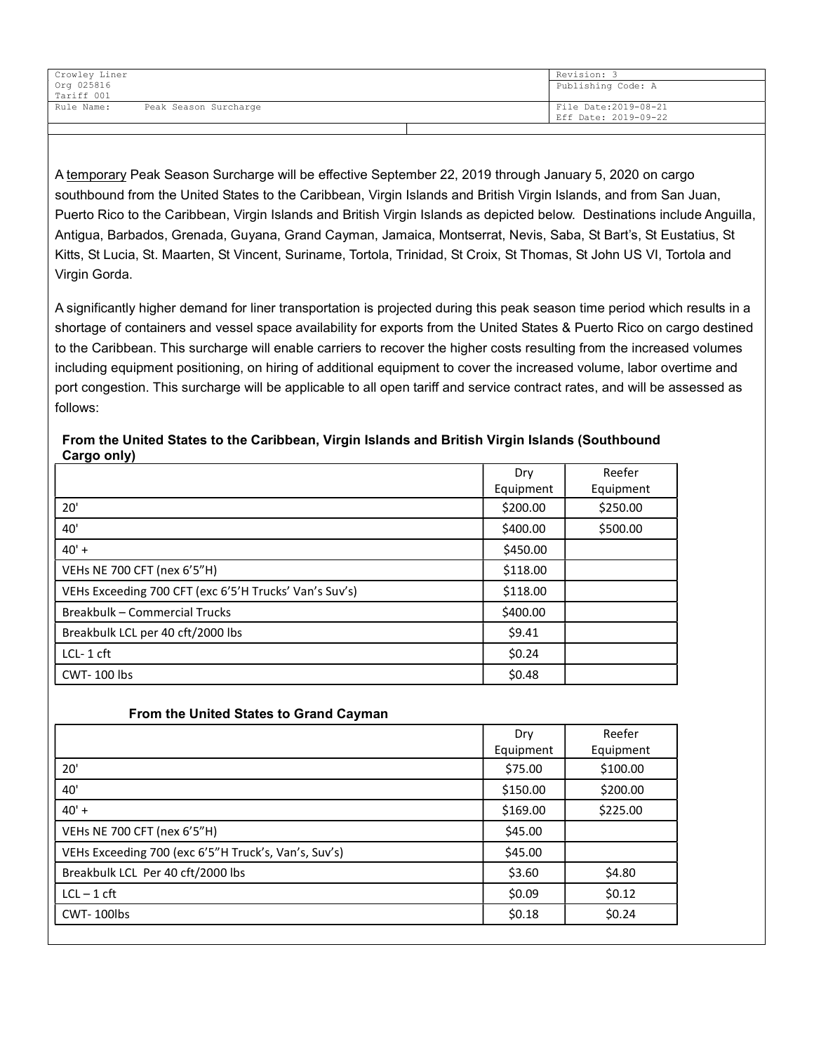| Crowley Liner<br>Org 025816<br>Tariff 001 | Revision: 3<br>Publishing Code: A |
| --- | --- |
| Rule Name: Peak Season Surcharge | File Date:2019-08-21<br>Eff Date: 2019-09-22 |

A temporary Peak Season Surcharge will be effective September 22, 2019 through January 5, 2020 on cargo southbound from the United States to the Caribbean, Virgin Islands and British Virgin Islands, and from San Juan, Puerto Rico to the Caribbean, Virgin Islands and British Virgin Islands as depicted below. Destinations include Anguilla, Antigua, Barbados, Grenada, Guyana, Grand Cayman, Jamaica, Montserrat, Nevis, Saba, St Bart's, St Eustatius, St Kitts, St Lucia, St. Maarten, St Vincent, Suriname, Tortola, Trinidad, St Croix, St Thomas, St John US VI, Tortola and Virgin Gorda.

A significantly higher demand for liner transportation is projected during this peak season time period which results in a shortage of containers and vessel space availability for exports from the United States & Puerto Rico on cargo destined to the Caribbean. This surcharge will enable carriers to recover the higher costs resulting from the increased volumes including equipment positioning, on hiring of additional equipment to cover the increased volume, labor overtime and port congestion. This surcharge will be applicable to all open tariff and service contract rates, and will be assessed as follows:

**From the United States to the Caribbean, Virgin Islands and British Virgin Islands (Southbound Cargo only)**

| | Dry Equipment | Reefer Equipment |
| --- | --- | --- |
| 20' | $200.00 | $250.00 |
| 40' | $400.00 | $500.00 |
| 40' + | $450.00 | |
| VEHs NE 700 CFT (nex 6'5"H) | $118.00 | |
| VEHs Exceeding 700 CFT (exc 6'5'H Trucks' Van's Suv's) | $118.00 | |
| Breakbulk – Commercial Trucks | $400.00 | |
| Breakbulk LCL per 40 cft/2000 lbs | $9.41 | |
| LCL- 1 cft | $0.24 | |
| CWT- 100 lbs | $0.48 | |

**From the United States to Grand Cayman**

| | Dry Equipment | Reefer Equipment |
| --- | --- | --- |
| 20' | $75.00 | $100.00 |
| 40' | $150.00 | $200.00 |
| 40' + | $169.00 | $225.00 |
| VEHs NE 700 CFT (nex 6'5"H) | $45.00 | |
| VEHs Exceeding 700 (exc 6'5"H Truck's, Van's, Suv's) | $45.00 | |
| Breakbulk LCL Per 40 cft/2000 lbs | $3.60 | $4.80 |
| LCL – 1 cft | $0.09 | $0.12 |
| CWT- 100lbs | $0.18 | $0.24 |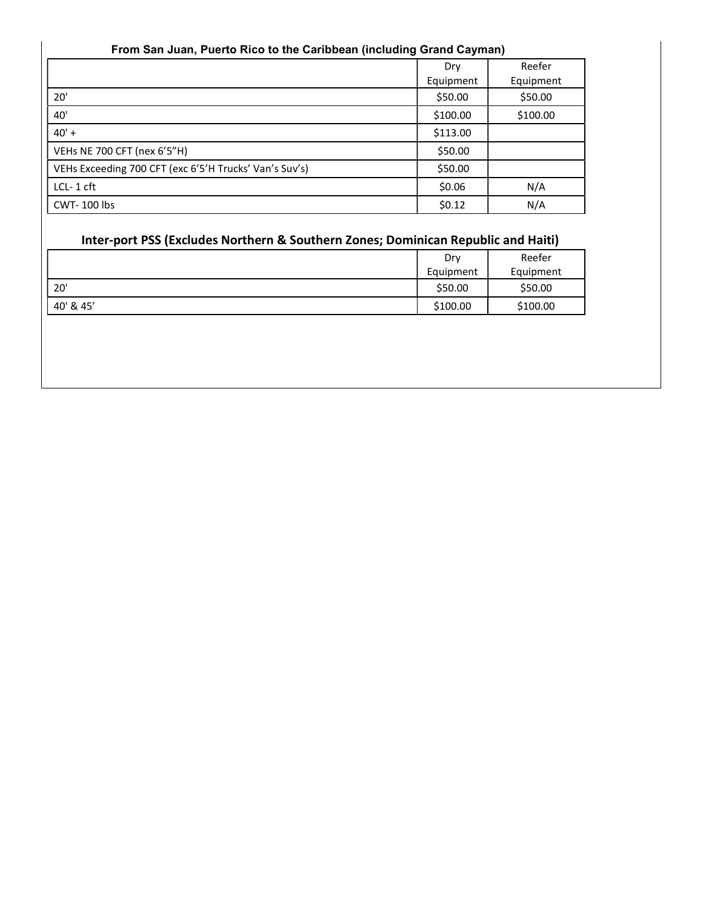### From San Juan, Puerto Rico to the Caribbean (including Grand Cayman)

| | Dry Equipment | Reefer Equipment |
|---|---|---|
| 20' | $50.00 | $50.00 |
| 40' | $100.00 | $100.00 |
| 40' + | $113.00 | |
| VEHs NE 700 CFT (nex 6’5”H) | $50.00 | |
| VEHs Exceeding 700 CFT (exc 6’5’H Trucks’ Van’s Suv’s) | $50.00 | |
| LCL- 1 cft | $0.06 | N/A |
| CWT- 100 lbs | $0.12 | N/A |

### Inter-port PSS (Excludes Northern & Southern Zones; Dominican Republic and Haiti)

| | Dry Equipment | Reefer Equipment |
|---|---|---|
| 20' | $50.00 | $50.00 |
| 40' & 45’ | $100.00 | $100.00 |